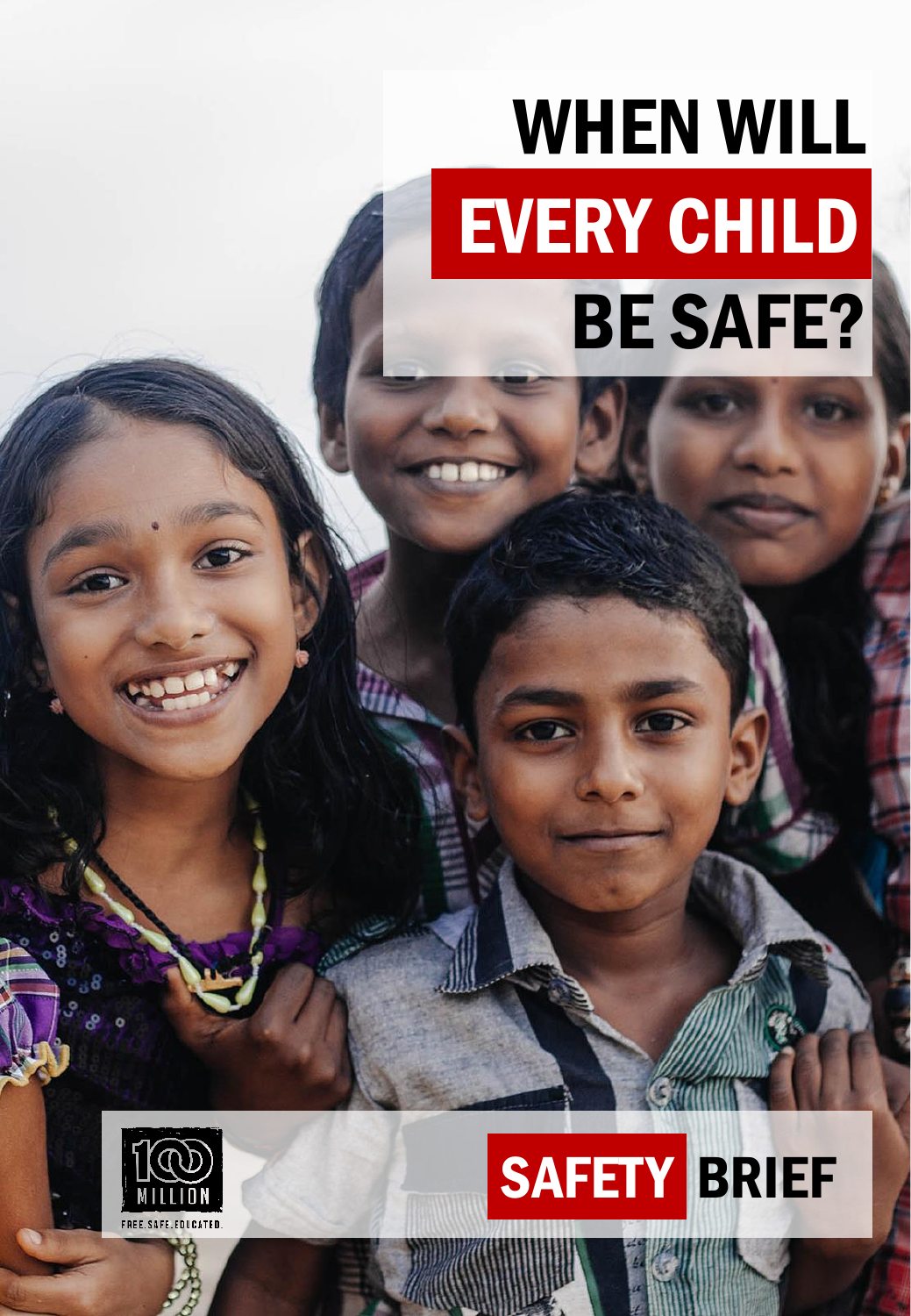# WHEN WILL EVERY CHILD BE SAFE?

100 MILLION

FREE. SAFE. EDUCATED.

## SAFETY BRIEF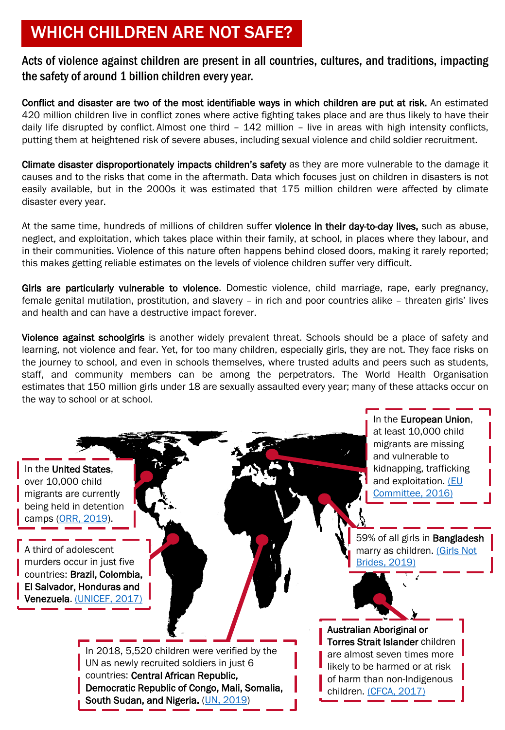# WHICH CHILDREN ARE NOT SAFE?

Acts of violence against children are present in all countries, cultures, and traditions, impacting the safety of around 1 billion children every year.

**Conflict and disaster are two of the most identifiable ways in which children are put at risk.** An estimated 420 million children live in conflict zones where active fighting takes place and are thus likely to have their daily life disrupted by conflict. Almost one third – 142 million – live in areas with high intensity conflicts, putting them at heightened risk of severe abuses, including sexual violence and child soldier recruitment.

**Climate disaster disproportionately impacts children's safety** as they are more vulnerable to the damage it causes and to the risks that come in the aftermath. Data which focuses just on children in disasters is not easily available, but in the 2000s it was estimated that 175 million children were affected by climate disaster every year.

At the same time, hundreds of millions of children suffer **violence in their day-to-day lives,** such as abuse, neglect, and exploitation, which takes place within their family, at school, in places where they labour, and in their communities. Violence of this nature often happens behind closed doors, making it rarely reported; this makes getting reliable estimates on the levels of violence children suffer very difficult.

**Girls are particularly vulnerable to violence**. Domestic violence, child marriage, rape, early pregnancy, female genital mutilation, prostitution, and slavery – in rich and poor countries alike – threaten girls' lives and health and can have a destructive impact forever.

**Violence against schoolgirls** is another widely prevalent threat. Schools should be a place of safety and learning, not violence and fear. Yet, for too many children, especially girls, they are not. They face risks on the journey to school, and even in schools themselves, where trusted adults and peers such as students, staff, and community members can be among the perpetrators. The World Health Organisation estimates that 150 million girls under 18 are sexually assaulted every year; many of these attacks occur on the way to school or at school.

In the **United States**, over 10,000 child migrants are currently being held in detention camps (ORR, 2019).

In the **European Union**, at least 10,000 child migrants are missing and vulnerable to kidnapping, trafficking and exploitation. (EU Committee, 2016)

59% of all girls in **Bangladesh** marry as children. (Girls Not Brides, 2019)

A third of adolescent murders occur in just five countries: **Brazil, Colombia, El Salvador, Honduras and Venezuela**. (UNICEF, 2017)

In 2018, 5,520 children were verified by the UN as newly recruited soldiers in just 6 countries: **Central African Republic, Democratic Republic of Congo, Mali, Somalia, South Sudan, and Nigeria.** (UN, 2019)

**Australian Aboriginal or Torres Strait Islander** children are almost seven times more likely to be harmed or at risk of harm than non-Indigenous children. (CFCA, 2017)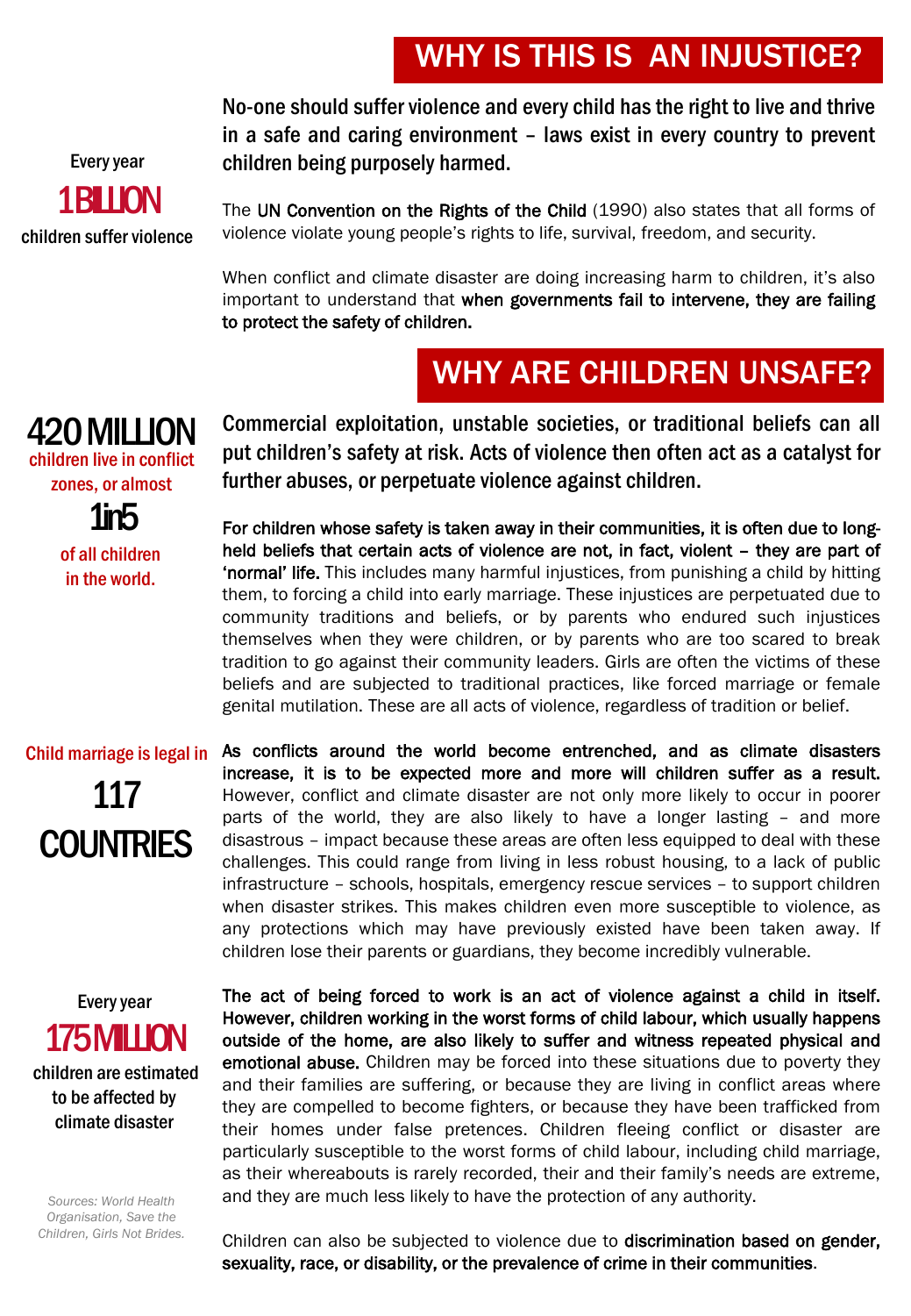## WHY IS THIS IS AN INJUSTICE?

Every year **1 BILLION** children suffer violence

**No-one should suffer violence and every child has the right to live and thrive in a safe and caring environment – laws exist in every country to prevent children being purposely harmed.**

The UN Convention on the Rights of the Child (1990) also states that all forms of violence violate young people's rights to life, survival, freedom, and security.

When conflict and climate disaster are doing increasing harm to children, it's also important to understand that **when governments fail to intervene, they are failing to protect the safety of children.**

## WHY ARE CHILDREN UNSAFE?

**420 MILLION** children live in conflict zones, or almost **1 in 5** of all children in the world.

**Commercial exploitation, unstable societies, or traditional beliefs can all put children's safety at risk. Acts of violence then often act as a catalyst for further abuses, or perpetuate violence against children.**

**For children whose safety is taken away in their communities, it is often due to long-held beliefs that certain acts of violence are not, in fact, violent – they are part of 'normal' life.** This includes many harmful injustices, from punishing a child by hitting them, to forcing a child into early marriage. These injustices are perpetuated due to community traditions and beliefs, or by parents who endured such injustices themselves when they were children, or by parents who are too scared to break tradition to go against their community leaders. Girls are often the victims of these beliefs and are subjected to traditional practices, like forced marriage or female genital mutilation. These are all acts of violence, regardless of tradition or belief.

Child marriage is legal in **117 COUNTRIES**

**As conflicts around the world become entrenched, and as climate disasters increase, it is to be expected more and more will children suffer as a result.** However, conflict and climate disaster are not only more likely to occur in poorer parts of the world, they are also likely to have a longer lasting – and more disastrous – impact because these areas are often less equipped to deal with these challenges. This could range from living in less robust housing, to a lack of public infrastructure – schools, hospitals, emergency rescue services – to support children when disaster strikes. This makes children even more susceptible to violence, as any protections which may have previously existed have been taken away. If children lose their parents or guardians, they become incredibly vulnerable.

Every year **175 MILLION** children are estimated to be affected by climate disaster

**The act of being forced to work is an act of violence against a child in itself. However, children working in the worst forms of child labour, which usually happens outside of the home, are also likely to suffer and witness repeated physical and emotional abuse.** Children may be forced into these situations due to poverty they and their families are suffering, or because they are living in conflict areas where they are compelled to become fighters, or because they have been trafficked from their homes under false pretences. Children fleeing conflict or disaster are particularly susceptible to the worst forms of child labour, including child marriage, as their whereabouts is rarely recorded, their and their family's needs are extreme, and they are much less likely to have the protection of any authority.

Children can also be subjected to violence due to **discrimination based on gender, sexuality, race, or disability, or the prevalence of crime in their communities**.

*Sources: World Health Organisation, Save the Children, Girls Not Brides.*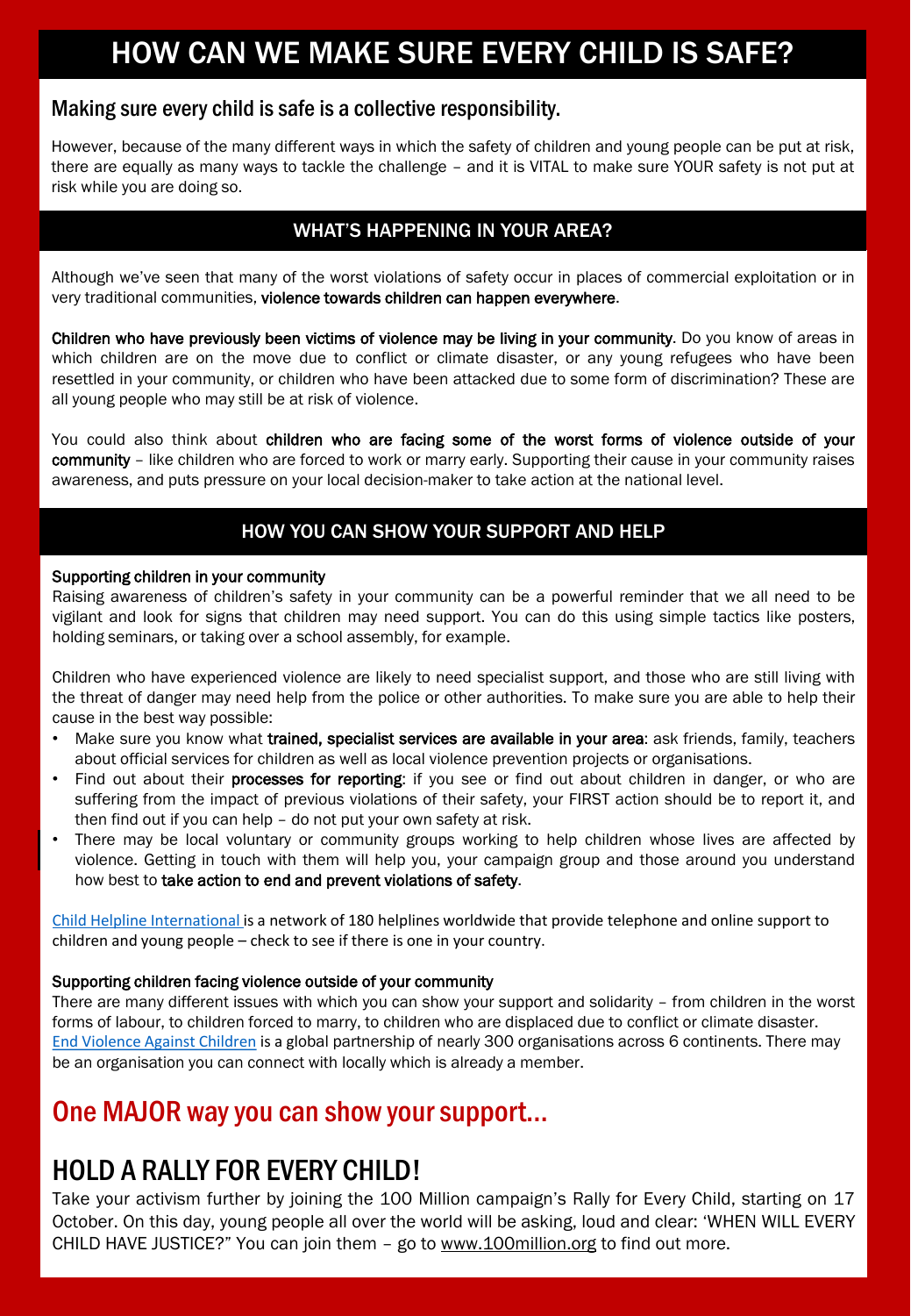# HOW CAN WE MAKE SURE EVERY CHILD IS SAFE?

## Making sure every child is safe is a collective responsibility.

However, because of the many different ways in which the safety of children and young people can be put at risk, there are equally as many ways to tackle the challenge – and it is VITAL to make sure YOUR safety is not put at risk while you are doing so.

## WHAT'S HAPPENING IN YOUR AREA?

Although we've seen that many of the worst violations of safety occur in places of commercial exploitation or in very traditional communities, **violence towards children can happen everywhere**.

**Children who have previously been victims of violence may be living in your community**. Do you know of areas in which children are on the move due to conflict or climate disaster, or any young refugees who have been resettled in your community, or children who have been attacked due to some form of discrimination? These are all young people who may still be at risk of violence.

You could also think about **children who are facing some of the worst forms of violence outside of your community** – like children who are forced to work or marry early. Supporting their cause in your community raises awareness, and puts pressure on your local decision-maker to take action at the national level.

## HOW YOU CAN SHOW YOUR SUPPORT AND HELP

### Supporting children in your community

Raising awareness of children's safety in your community can be a powerful reminder that we all need to be vigilant and look for signs that children may need support. You can do this using simple tactics like posters, holding seminars, or taking over a school assembly, for example.

Children who have experienced violence are likely to need specialist support, and those who are still living with the threat of danger may need help from the police or other authorities. To make sure you are able to help their cause in the best way possible:

- Make sure you know what **trained, specialist services are available in your area**: ask friends, family, teachers about official services for children as well as local violence prevention projects or organisations.
- Find out about their **processes for reporting**: if you see or find out about children in danger, or who are suffering from the impact of previous violations of their safety, your FIRST action should be to report it, and then find out if you can help – do not put your own safety at risk.
- There may be local voluntary or community groups working to help children whose lives are affected by violence. Getting in touch with them will help you, your campaign group and those around you understand how best to **take action to end and prevent violations of safety**.

Child Helpline International is a network of 180 helplines worldwide that provide telephone and online support to children and young people – check to see if there is one in your country.

### Supporting children facing violence outside of your community

There are many different issues with which you can show your support and solidarity – from children in the worst forms of labour, to children forced to marry, to children who are displaced due to conflict or climate disaster. End Violence Against Children is a global partnership of nearly 300 organisations across 6 continents. There may be an organisation you can connect with locally which is already a member.

## One MAJOR way you can show your support…

## HOLD A RALLY FOR EVERY CHILD!

Take your activism further by joining the 100 Million campaign's Rally for Every Child, starting on 17 October. On this day, young people all over the world will be asking, loud and clear: 'WHEN WILL EVERY CHILD HAVE JUSTICE?" You can join them – go to www.100million.org to find out more.